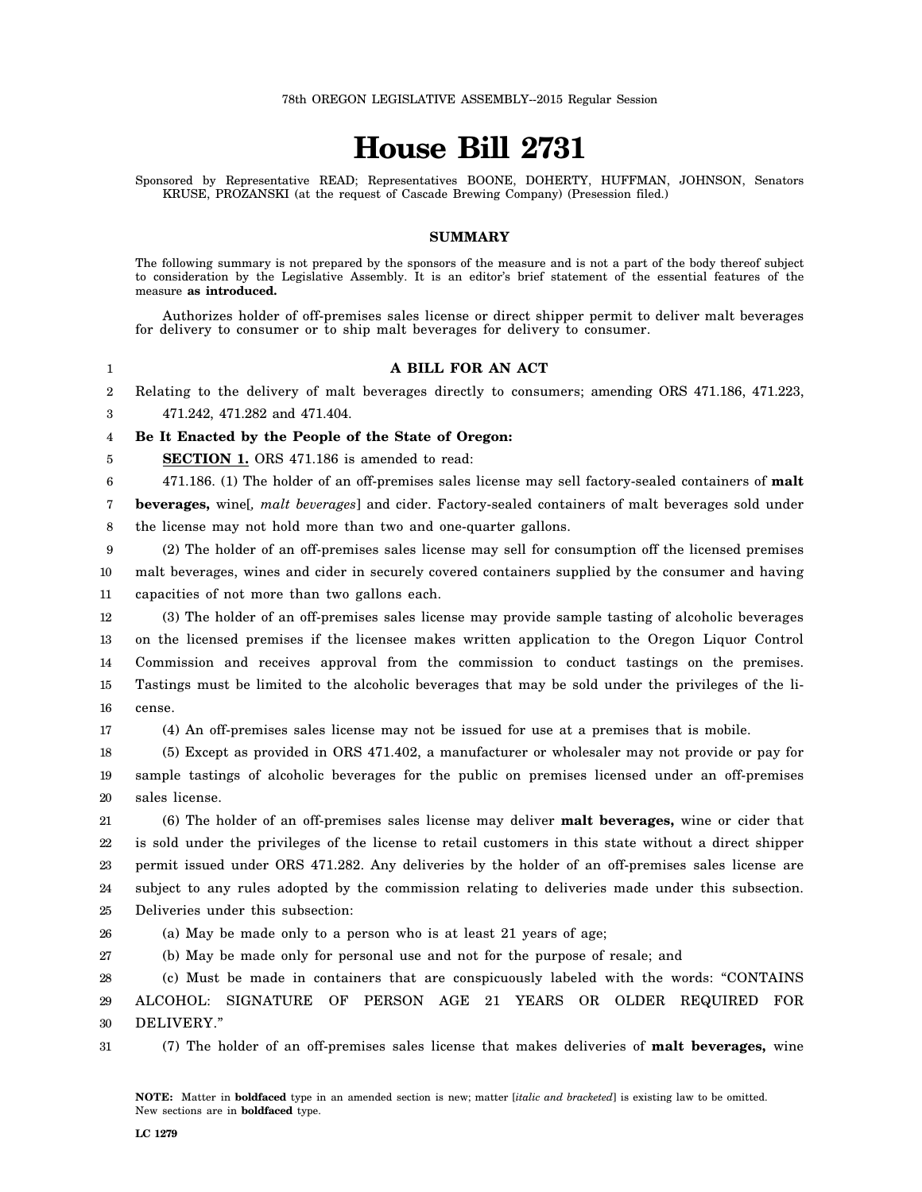78th OREGON LEGISLATIVE ASSEMBLY--2015 Regular Session

# House Bill 2731

Sponsored by Representative READ; Representatives BOONE, DOHERTY, HUFFMAN, JOHNSON, Senators KRUSE, PROZANSKI (at the request of Cascade Brewing Company) (Presession filed.)

## SUMMARY

The following summary is not prepared by the sponsors of the measure and is not a part of the body thereof subject to consideration by the Legislative Assembly. It is an editor's brief statement of the essential features of the measure **as introduced.**

Authorizes holder of off-premises sales license or direct shipper permit to deliver malt beverages for delivery to consumer or to ship malt beverages for delivery to consumer.

**A BILL FOR AN ACT**

Relating to the delivery of malt beverages directly to consumers; amending ORS 471.186, 471.223, 471.242, 471.282 and 471.404.

**Be It Enacted by the People of the State of Oregon:**

**SECTION 1.** ORS 471.186 is amended to read:

471.186. (1) The holder of an off-premises sales license may sell factory-sealed containers of **malt beverages,** wine[*, malt beverages*] and cider. Factory-sealed containers of malt beverages sold under the license may not hold more than two and one-quarter gallons.

(2) The holder of an off-premises sales license may sell for consumption off the licensed premises malt beverages, wines and cider in securely covered containers supplied by the consumer and having capacities of not more than two gallons each.

(3) The holder of an off-premises sales license may provide sample tasting of alcoholic beverages on the licensed premises if the licensee makes written application to the Oregon Liquor Control Commission and receives approval from the commission to conduct tastings on the premises. Tastings must be limited to the alcoholic beverages that may be sold under the privileges of the license.

(4) An off-premises sales license may not be issued for use at a premises that is mobile.

(5) Except as provided in ORS 471.402, a manufacturer or wholesaler may not provide or pay for sample tastings of alcoholic beverages for the public on premises licensed under an off-premises sales license.

(6) The holder of an off-premises sales license may deliver **malt beverages,** wine or cider that is sold under the privileges of the license to retail customers in this state without a direct shipper permit issued under ORS 471.282. Any deliveries by the holder of an off-premises sales license are subject to any rules adopted by the commission relating to deliveries made under this subsection. Deliveries under this subsection:

(a) May be made only to a person who is at least 21 years of age;

(b) May be made only for personal use and not for the purpose of resale; and

(c) Must be made in containers that are conspicuously labeled with the words: "CONTAINS ALCOHOL: SIGNATURE OF PERSON AGE 21 YEARS OR OLDER REQUIRED FOR DELIVERY."

(7) The holder of an off-premises sales license that makes deliveries of **malt beverages,** wine

**NOTE:** Matter in **boldfaced** type in an amended section is new; matter [*italic and bracketed*] is existing law to be omitted. New sections are in **boldfaced** type.

LC 1279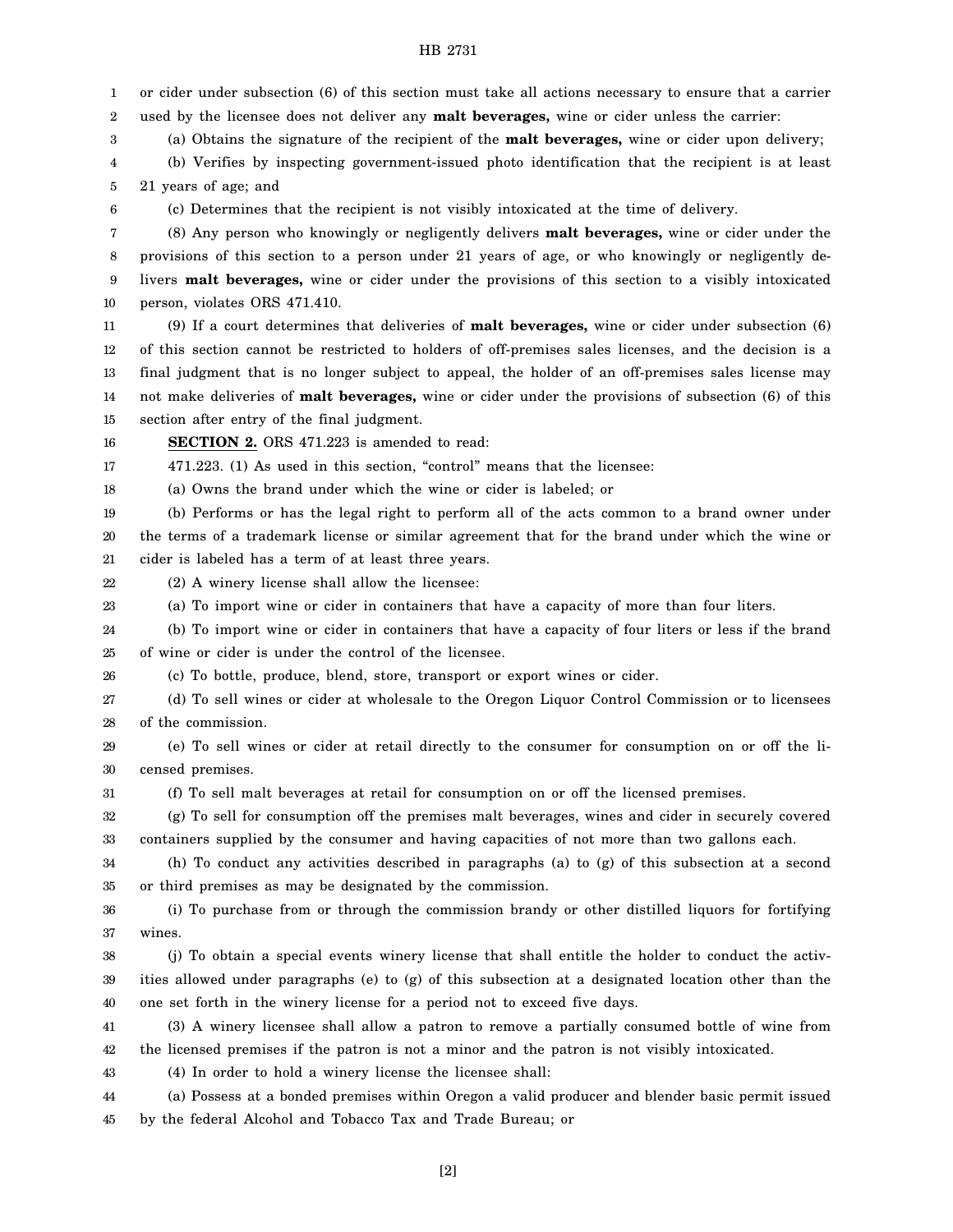or cider under subsection (6) of this section must take all actions necessary to ensure that a carrier used by the licensee does not deliver any **malt beverages,** wine or cider unless the carrier:

(a) Obtains the signature of the recipient of the **malt beverages,** wine or cider upon delivery;

(b) Verifies by inspecting government-issued photo identification that the recipient is at least 21 years of age; and

(c) Determines that the recipient is not visibly intoxicated at the time of delivery.

(8) Any person who knowingly or negligently delivers **malt beverages,** wine or cider under the provisions of this section to a person under 21 years of age, or who knowingly or negligently delivers **malt beverages,** wine or cider under the provisions of this section to a visibly intoxicated person, violates ORS 471.410.

(9) If a court determines that deliveries of **malt beverages,** wine or cider under subsection (6) of this section cannot be restricted to holders of off-premises sales licenses, and the decision is a final judgment that is no longer subject to appeal, the holder of an off-premises sales license may not make deliveries of **malt beverages,** wine or cider under the provisions of subsection (6) of this section after entry of the final judgment.

**SECTION 2.** ORS 471.223 is amended to read:

471.223. (1) As used in this section, "control" means that the licensee:

(a) Owns the brand under which the wine or cider is labeled; or

(b) Performs or has the legal right to perform all of the acts common to a brand owner under the terms of a trademark license or similar agreement that for the brand under which the wine or cider is labeled has a term of at least three years.

(2) A winery license shall allow the licensee:

(a) To import wine or cider in containers that have a capacity of more than four liters.

(b) To import wine or cider in containers that have a capacity of four liters or less if the brand of wine or cider is under the control of the licensee.

(c) To bottle, produce, blend, store, transport or export wines or cider.

(d) To sell wines or cider at wholesale to the Oregon Liquor Control Commission or to licensees of the commission.

(e) To sell wines or cider at retail directly to the consumer for consumption on or off the licensed premises.

(f) To sell malt beverages at retail for consumption on or off the licensed premises.

(g) To sell for consumption off the premises malt beverages, wines and cider in securely covered containers supplied by the consumer and having capacities of not more than two gallons each.

(h) To conduct any activities described in paragraphs (a) to (g) of this subsection at a second or third premises as may be designated by the commission.

(i) To purchase from or through the commission brandy or other distilled liquors for fortifying wines.

(j) To obtain a special events winery license that shall entitle the holder to conduct the activities allowed under paragraphs (e) to (g) of this subsection at a designated location other than the one set forth in the winery license for a period not to exceed five days.

(3) A winery licensee shall allow a patron to remove a partially consumed bottle of wine from the licensed premises if the patron is not a minor and the patron is not visibly intoxicated.

(4) In order to hold a winery license the licensee shall:

(a) Possess at a bonded premises within Oregon a valid producer and blender basic permit issued by the federal Alcohol and Tobacco Tax and Trade Bureau; or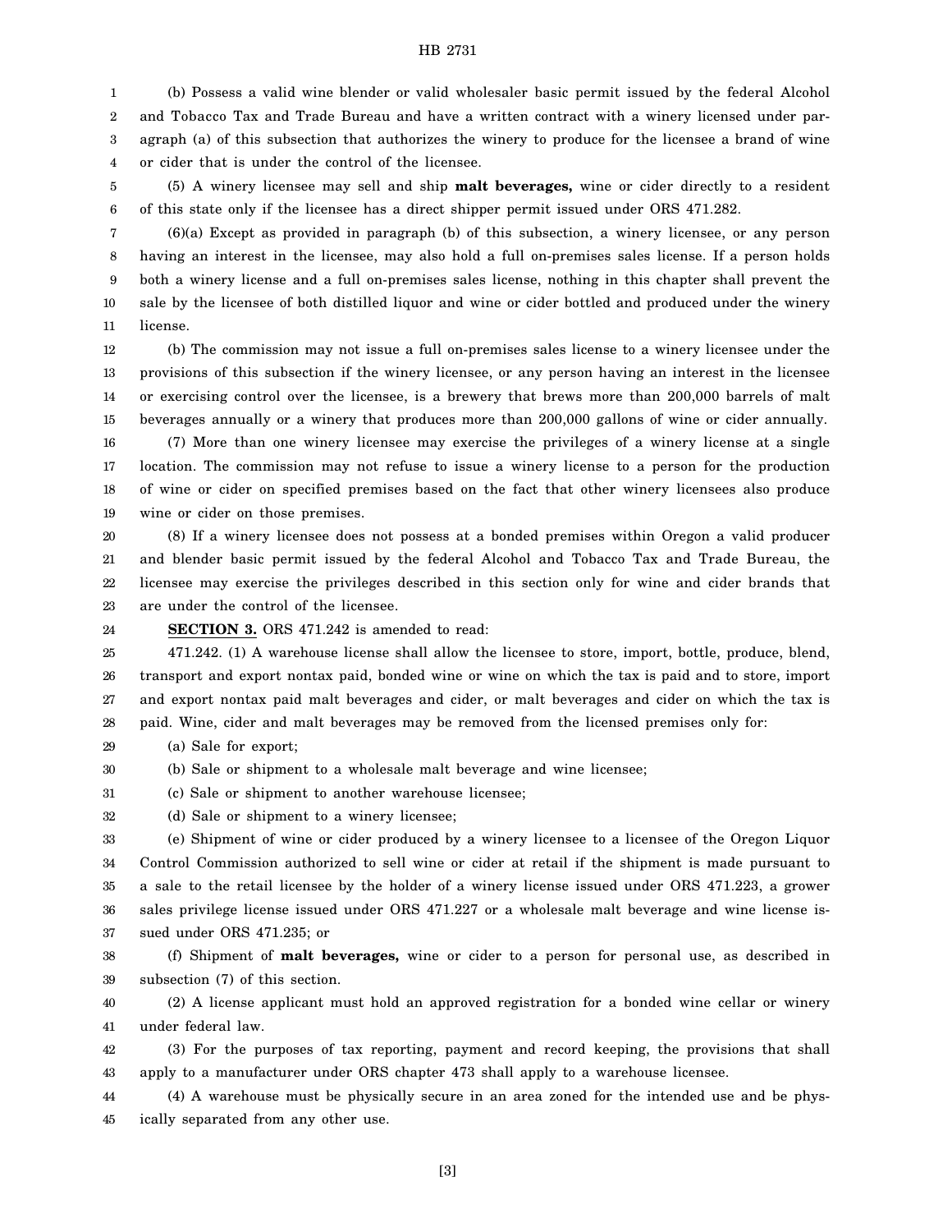(b) Possess a valid wine blender or valid wholesaler basic permit issued by the federal Alcohol and Tobacco Tax and Trade Bureau and have a written contract with a winery licensed under paragraph (a) of this subsection that authorizes the winery to produce for the licensee a brand of wine or cider that is under the control of the licensee.

(5) A winery licensee may sell and ship **malt beverages,** wine or cider directly to a resident of this state only if the licensee has a direct shipper permit issued under ORS 471.282.

(6)(a) Except as provided in paragraph (b) of this subsection, a winery licensee, or any person having an interest in the licensee, may also hold a full on-premises sales license. If a person holds both a winery license and a full on-premises sales license, nothing in this chapter shall prevent the sale by the licensee of both distilled liquor and wine or cider bottled and produced under the winery license.

(b) The commission may not issue a full on-premises sales license to a winery licensee under the provisions of this subsection if the winery licensee, or any person having an interest in the licensee or exercising control over the licensee, is a brewery that brews more than 200,000 barrels of malt beverages annually or a winery that produces more than 200,000 gallons of wine or cider annually.

(7) More than one winery licensee may exercise the privileges of a winery license at a single location. The commission may not refuse to issue a winery license to a person for the production of wine or cider on specified premises based on the fact that other winery licensees also produce wine or cider on those premises.

(8) If a winery licensee does not possess at a bonded premises within Oregon a valid producer and blender basic permit issued by the federal Alcohol and Tobacco Tax and Trade Bureau, the licensee may exercise the privileges described in this section only for wine and cider brands that are under the control of the licensee.

**SECTION 3.** ORS 471.242 is amended to read:

471.242. (1) A warehouse license shall allow the licensee to store, import, bottle, produce, blend, transport and export nontax paid, bonded wine or wine on which the tax is paid and to store, import and export nontax paid malt beverages and cider, or malt beverages and cider on which the tax is paid. Wine, cider and malt beverages may be removed from the licensed premises only for:

(a) Sale for export;

(b) Sale or shipment to a wholesale malt beverage and wine licensee;

(c) Sale or shipment to another warehouse licensee;

(d) Sale or shipment to a winery licensee;

(e) Shipment of wine or cider produced by a winery licensee to a licensee of the Oregon Liquor Control Commission authorized to sell wine or cider at retail if the shipment is made pursuant to a sale to the retail licensee by the holder of a winery license issued under ORS 471.223, a grower sales privilege license issued under ORS 471.227 or a wholesale malt beverage and wine license issued under ORS 471.235; or

(f) Shipment of **malt beverages,** wine or cider to a person for personal use, as described in subsection (7) of this section.

(2) A license applicant must hold an approved registration for a bonded wine cellar or winery under federal law.

(3) For the purposes of tax reporting, payment and record keeping, the provisions that shall apply to a manufacturer under ORS chapter 473 shall apply to a warehouse licensee.

(4) A warehouse must be physically secure in an area zoned for the intended use and be physically separated from any other use.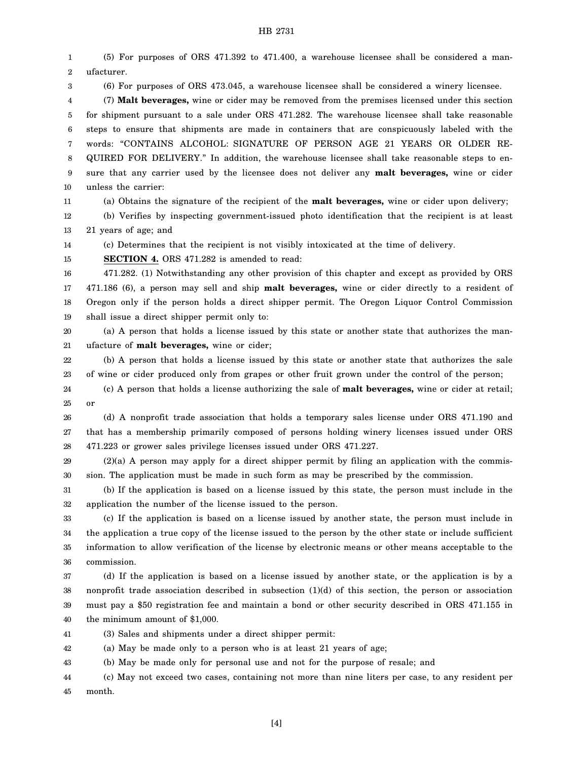(5) For purposes of ORS 471.392 to 471.400, a warehouse licensee shall be considered a manufacturer.

(6) For purposes of ORS 473.045, a warehouse licensee shall be considered a winery licensee.

(7) **Malt beverages,** wine or cider may be removed from the premises licensed under this section for shipment pursuant to a sale under ORS 471.282. The warehouse licensee shall take reasonable steps to ensure that shipments are made in containers that are conspicuously labeled with the words: "CONTAINS ALCOHOL: SIGNATURE OF PERSON AGE 21 YEARS OR OLDER REQUIRED FOR DELIVERY." In addition, the warehouse licensee shall take reasonable steps to ensure that any carrier used by the licensee does not deliver any **malt beverages,** wine or cider unless the carrier:

(a) Obtains the signature of the recipient of the **malt beverages,** wine or cider upon delivery;

(b) Verifies by inspecting government-issued photo identification that the recipient is at least 21 years of age; and

(c) Determines that the recipient is not visibly intoxicated at the time of delivery.

**SECTION 4.** ORS 471.282 is amended to read:

471.282. (1) Notwithstanding any other provision of this chapter and except as provided by ORS 471.186 (6), a person may sell and ship **malt beverages,** wine or cider directly to a resident of Oregon only if the person holds a direct shipper permit. The Oregon Liquor Control Commission shall issue a direct shipper permit only to:

(a) A person that holds a license issued by this state or another state that authorizes the manufacture of **malt beverages,** wine or cider;

(b) A person that holds a license issued by this state or another state that authorizes the sale of wine or cider produced only from grapes or other fruit grown under the control of the person;

(c) A person that holds a license authorizing the sale of **malt beverages,** wine or cider at retail; or

(d) A nonprofit trade association that holds a temporary sales license under ORS 471.190 and that has a membership primarily composed of persons holding winery licenses issued under ORS 471.223 or grower sales privilege licenses issued under ORS 471.227.

(2)(a) A person may apply for a direct shipper permit by filing an application with the commission. The application must be made in such form as may be prescribed by the commission.

(b) If the application is based on a license issued by this state, the person must include in the application the number of the license issued to the person.

(c) If the application is based on a license issued by another state, the person must include in the application a true copy of the license issued to the person by the other state or include sufficient information to allow verification of the license by electronic means or other means acceptable to the commission.

(d) If the application is based on a license issued by another state, or the application is by a nonprofit trade association described in subsection (1)(d) of this section, the person or association must pay a $50 registration fee and maintain a bond or other security described in ORS 471.155 in the minimum amount of $1,000.

(3) Sales and shipments under a direct shipper permit:

(a) May be made only to a person who is at least 21 years of age;

(b) May be made only for personal use and not for the purpose of resale; and

(c) May not exceed two cases, containing not more than nine liters per case, to any resident per month.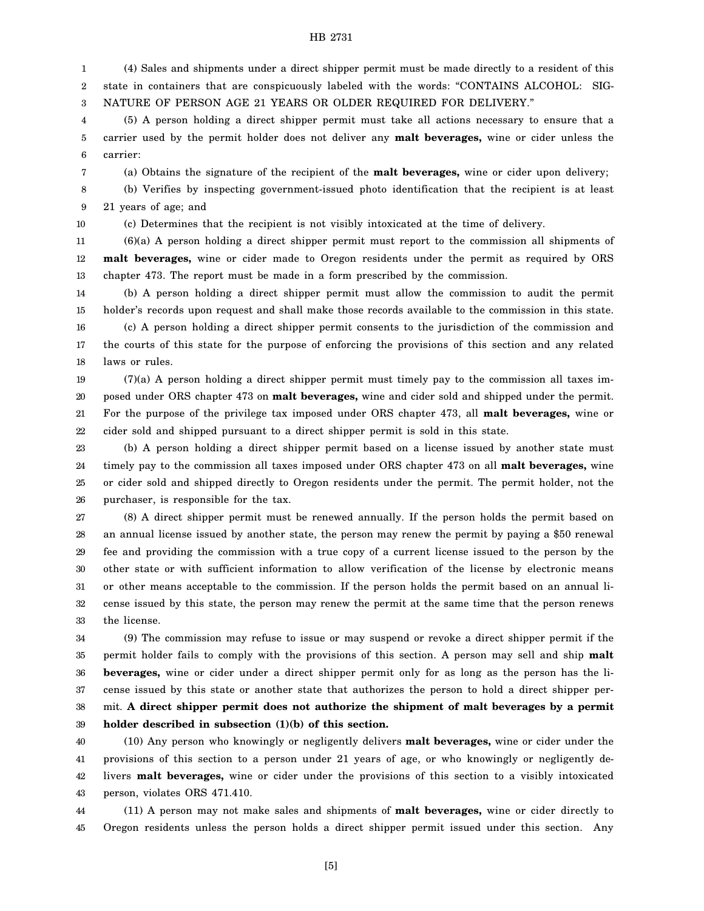(4) Sales and shipments under a direct shipper permit must be made directly to a resident of this state in containers that are conspicuously labeled with the words: "CONTAINS ALCOHOL: SIGNATURE OF PERSON AGE 21 YEARS OR OLDER REQUIRED FOR DELIVERY."

(5) A person holding a direct shipper permit must take all actions necessary to ensure that a carrier used by the permit holder does not deliver any **malt beverages,** wine or cider unless the carrier:

(a) Obtains the signature of the recipient of the **malt beverages,** wine or cider upon delivery;

(b) Verifies by inspecting government-issued photo identification that the recipient is at least 21 years of age; and

(c) Determines that the recipient is not visibly intoxicated at the time of delivery.

(6)(a) A person holding a direct shipper permit must report to the commission all shipments of **malt beverages,** wine or cider made to Oregon residents under the permit as required by ORS chapter 473. The report must be made in a form prescribed by the commission.

(b) A person holding a direct shipper permit must allow the commission to audit the permit holder's records upon request and shall make those records available to the commission in this state.

(c) A person holding a direct shipper permit consents to the jurisdiction of the commission and the courts of this state for the purpose of enforcing the provisions of this section and any related laws or rules.

(7)(a) A person holding a direct shipper permit must timely pay to the commission all taxes imposed under ORS chapter 473 on **malt beverages,** wine and cider sold and shipped under the permit. For the purpose of the privilege tax imposed under ORS chapter 473, all **malt beverages,** wine or cider sold and shipped pursuant to a direct shipper permit is sold in this state.

(b) A person holding a direct shipper permit based on a license issued by another state must timely pay to the commission all taxes imposed under ORS chapter 473 on all **malt beverages,** wine or cider sold and shipped directly to Oregon residents under the permit. The permit holder, not the purchaser, is responsible for the tax.

(8) A direct shipper permit must be renewed annually. If the person holds the permit based on an annual license issued by another state, the person may renew the permit by paying a $50 renewal fee and providing the commission with a true copy of a current license issued to the person by the other state or with sufficient information to allow verification of the license by electronic means or other means acceptable to the commission. If the person holds the permit based on an annual license issued by this state, the person may renew the permit at the same time that the person renews the license.

(9) The commission may refuse to issue or may suspend or revoke a direct shipper permit if the permit holder fails to comply with the provisions of this section. A person may sell and ship **malt beverages,** wine or cider under a direct shipper permit only for as long as the person has the license issued by this state or another state that authorizes the person to hold a direct shipper permit. **A direct shipper permit does not authorize the shipment of malt beverages by a permit holder described in subsection (1)(b) of this section.**

(10) Any person who knowingly or negligently delivers **malt beverages,** wine or cider under the provisions of this section to a person under 21 years of age, or who knowingly or negligently delivers **malt beverages,** wine or cider under the provisions of this section to a visibly intoxicated person, violates ORS 471.410.

(11) A person may not make sales and shipments of **malt beverages,** wine or cider directly to Oregon residents unless the person holds a direct shipper permit issued under this section. Any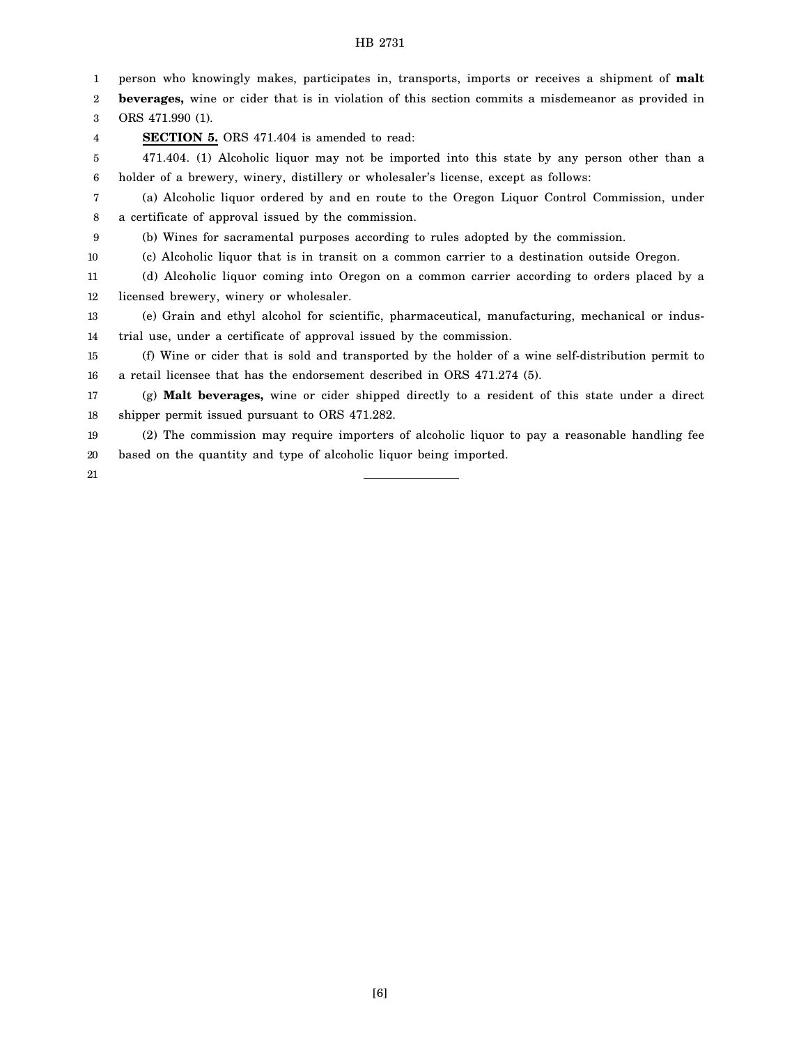person who knowingly makes, participates in, transports, imports or receives a shipment of **malt beverages,** wine or cider that is in violation of this section commits a misdemeanor as provided in ORS 471.990 (1).

**SECTION 5.** ORS 471.404 is amended to read:

471.404. (1) Alcoholic liquor may not be imported into this state by any person other than a holder of a brewery, winery, distillery or wholesaler's license, except as follows:

(a) Alcoholic liquor ordered by and en route to the Oregon Liquor Control Commission, under a certificate of approval issued by the commission.

(b) Wines for sacramental purposes according to rules adopted by the commission.

(c) Alcoholic liquor that is in transit on a common carrier to a destination outside Oregon.

(d) Alcoholic liquor coming into Oregon on a common carrier according to orders placed by a licensed brewery, winery or wholesaler.

(e) Grain and ethyl alcohol for scientific, pharmaceutical, manufacturing, mechanical or industrial use, under a certificate of approval issued by the commission.

(f) Wine or cider that is sold and transported by the holder of a wine self-distribution permit to a retail licensee that has the endorsement described in ORS 471.274 (5).

(g) **Malt beverages,** wine or cider shipped directly to a resident of this state under a direct shipper permit issued pursuant to ORS 471.282.

(2) The commission may require importers of alcoholic liquor to pay a reasonable handling fee based on the quantity and type of alcoholic liquor being imported.